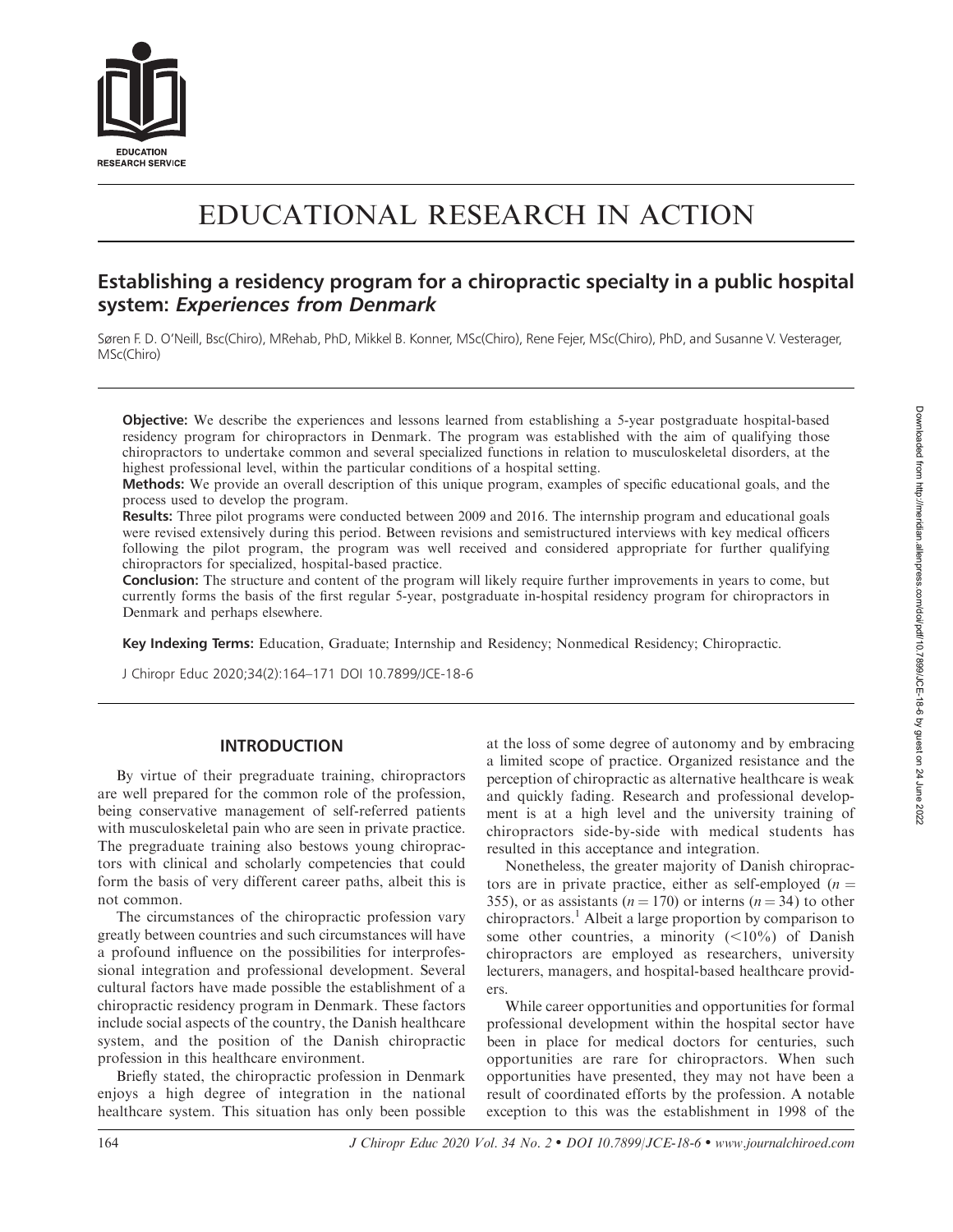# EDUCATIONAL RESEARCH IN ACTION

## Establishing a residency program for a chiropractic specialty in a public hospital system: *Experiences from Denmark*

Søren F. D. O'Neill, Bsc(Chiro), MRehab, PhD, Mikkel B. Konner, MSc(Chiro), Rene Fejer, MSc(Chiro), PhD, and Susanne V. Vesterager, MSc(Chiro)

**Objective:** We describe the experiences and lessons learned from establishing a 5-year postgraduate hospital-based residency program for chiropractors in Denmark. The program was established with the aim of qualifying those chiropractors to undertake common and several specialized functions in relation to musculoskeletal disorders, at the highest professional level, within the particular conditions of a hospital setting.

**Methods:** We provide an overall description of this unique program, examples of specific educational goals, and the process used to develop the program.

**Results:** Three pilot programs were conducted between 2009 and 2016. The internship program and educational goals were revised extensively during this period. Between revisions and semistructured interviews with key medical officers following the pilot program, the program was well received and considered appropriate for further qualifying chiropractors for specialized, hospital-based practice.

**Conclusion:** The structure and content of the program will likely require further improvements in years to come, but currently forms the basis of the first regular 5-year, postgraduate in-hospital residency program for chiropractors in Denmark and perhaps elsewhere.

**Key Indexing Terms:** Education, Graduate; Internship and Residency; Nonmedical Residency; Chiropractic.

J Chiropr Educ 2020;34(2):164–171 DOI 10.7899/JCE-18-6

## INTRODUCTION

By virtue of their pregraduate training, chiropractors are well prepared for the common role of the profession, being conservative management of self-referred patients with musculoskeletal pain who are seen in private practice. The pregraduate training also bestows young chiropractors with clinical and scholarly competencies that could form the basis of very different career paths, albeit this is not common.

The circumstances of the chiropractic profession vary greatly between countries and such circumstances will have a profound influence on the possibilities for interprofessional integration and professional development. Several cultural factors have made possible the establishment of a chiropractic residency program in Denmark. These factors include social aspects of the country, the Danish healthcare system, and the position of the Danish chiropractic profession in this healthcare environment.

Briefly stated, the chiropractic profession in Denmark enjoys a high degree of integration in the national healthcare system. This situation has only been possible at the loss of some degree of autonomy and by embracing a limited scope of practice. Organized resistance and the perception of chiropractic as alternative healthcare is weak and quickly fading. Research and professional development is at a high level and the university training of chiropractors side-by-side with medical students has resulted in this acceptance and integration.

Nonetheless, the greater majority of Danish chiropractors are in private practice, either as self-employed ($n = 355$), or as assistants ($n = 170$) or interns ($n = 34$) to other chiropractors.[1] Albeit a large proportion by comparison to some other countries, a minority (<10%) of Danish chiropractors are employed as researchers, university lecturers, managers, and hospital-based healthcare providers.

While career opportunities and opportunities for formal professional development within the hospital sector have been in place for medical doctors for centuries, such opportunities are rare for chiropractors. When such opportunities have presented, they may not have been a result of coordinated efforts by the profession. A notable exception to this was the establishment in 1998 of the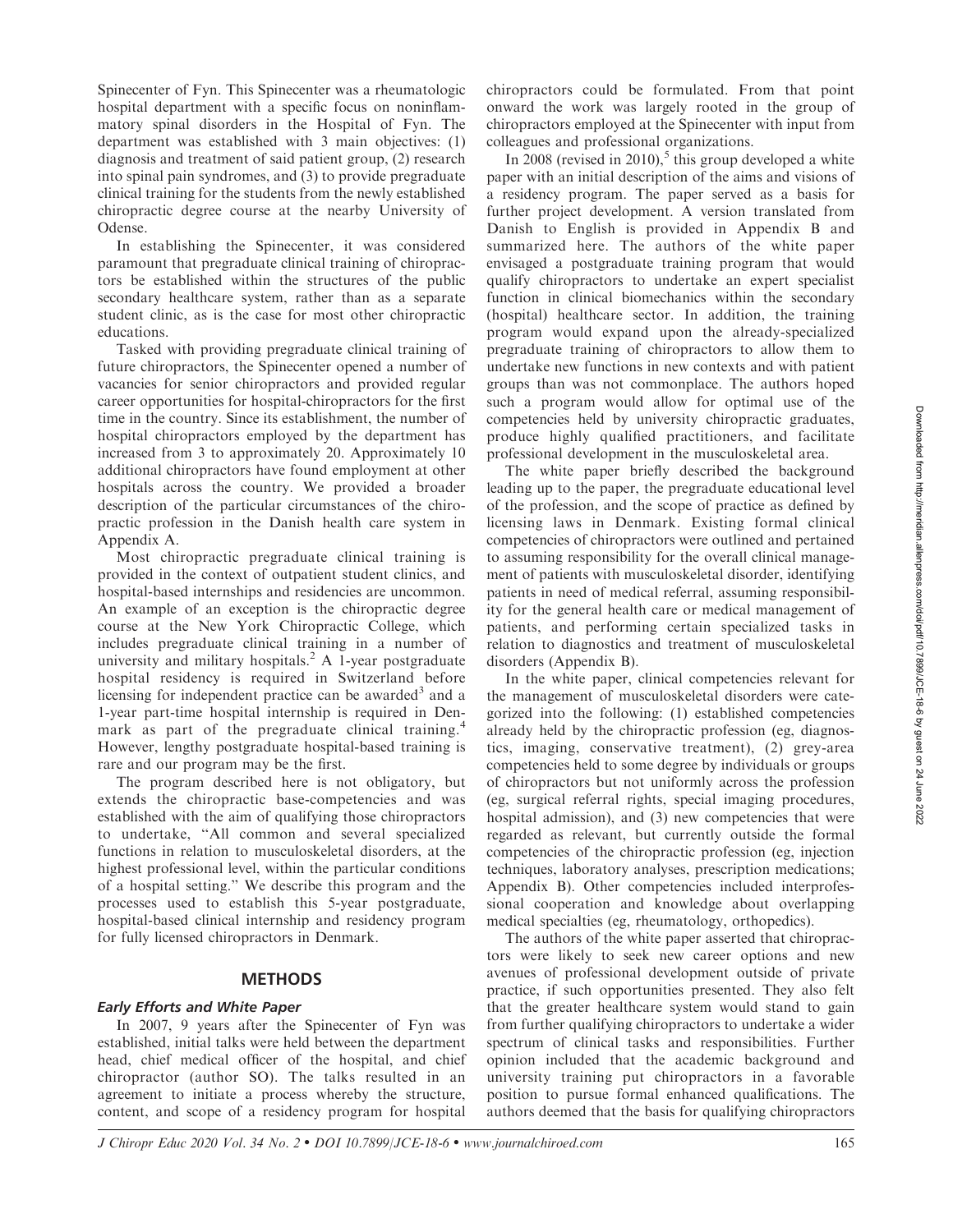Spinecenter of Fyn. This Spinecenter was a rheumatologic hospital department with a specific focus on noninflammatory spinal disorders in the Hospital of Fyn. The department was established with 3 main objectives: (1) diagnosis and treatment of said patient group, (2) research into spinal pain syndromes, and (3) to provide pregraduate clinical training for the students from the newly established chiropractic degree course at the nearby University of Odense.

In establishing the Spinecenter, it was considered paramount that pregraduate clinical training of chiropractors be established within the structures of the public secondary healthcare system, rather than as a separate student clinic, as is the case for most other chiropractic educations.

Tasked with providing pregraduate clinical training of future chiropractors, the Spinecenter opened a number of vacancies for senior chiropractors and provided regular career opportunities for hospital-chiropractors for the first time in the country. Since its establishment, the number of hospital chiropractors employed by the department has increased from 3 to approximately 20. Approximately 10 additional chiropractors have found employment at other hospitals across the country. We provided a broader description of the particular circumstances of the chiropractic profession in the Danish health care system in Appendix A.

Most chiropractic pregraduate clinical training is provided in the context of outpatient student clinics, and hospital-based internships and residencies are uncommon. An example of an exception is the chiropractic degree course at the New York Chiropractic College, which includes pregraduate clinical training in a number of university and military hospitals.[2] A 1-year postgraduate hospital residency is required in Switzerland before licensing for independent practice can be awarded[3] and a 1-year part-time hospital internship is required in Denmark as part of the pregraduate clinical training.[4] However, lengthy postgraduate hospital-based training is rare and our program may be the first.

The program described here is not obligatory, but extends the chiropractic base-competencies and was established with the aim of qualifying those chiropractors to undertake, "All common and several specialized functions in relation to musculoskeletal disorders, at the highest professional level, within the particular conditions of a hospital setting." We describe this program and the processes used to establish this 5-year postgraduate, hospital-based clinical internship and residency program for fully licensed chiropractors in Denmark.

## METHODS

### *Early Efforts and White Paper*

In 2007, 9 years after the Spinecenter of Fyn was established, initial talks were held between the department head, chief medical officer of the hospital, and chief chiropractor (author SO). The talks resulted in an agreement to initiate a process whereby the structure, content, and scope of a residency program for hospital chiropractors could be formulated. From that point onward the work was largely rooted in the group of chiropractors employed at the Spinecenter with input from colleagues and professional organizations.

In 2008 (revised in 2010),[5] this group developed a white paper with an initial description of the aims and visions of a residency program. The paper served as a basis for further project development. A version translated from Danish to English is provided in Appendix B and summarized here. The authors of the white paper envisaged a postgraduate training program that would qualify chiropractors to undertake an expert specialist function in clinical biomechanics within the secondary (hospital) healthcare sector. In addition, the training program would expand upon the already-specialized pregraduate training of chiropractors to allow them to undertake new functions in new contexts and with patient groups than was not commonplace. The authors hoped such a program would allow for optimal use of the competencies held by university chiropractic graduates, produce highly qualified practitioners, and facilitate professional development in the musculoskeletal area.

The white paper briefly described the background leading up to the paper, the pregraduate educational level of the profession, and the scope of practice as defined by licensing laws in Denmark. Existing formal clinical competencies of chiropractors were outlined and pertained to assuming responsibility for the overall clinical management of patients with musculoskeletal disorder, identifying patients in need of medical referral, assuming responsibility for the general health care or medical management of patients, and performing certain specialized tasks in relation to diagnostics and treatment of musculoskeletal disorders (Appendix B).

In the white paper, clinical competencies relevant for the management of musculoskeletal disorders were categorized into the following: (1) established competencies already held by the chiropractic profession (eg, diagnostics, imaging, conservative treatment), (2) grey-area competencies held to some degree by individuals or groups of chiropractors but not uniformly across the profession (eg, surgical referral rights, special imaging procedures, hospital admission), and (3) new competencies that were regarded as relevant, but currently outside the formal competencies of the chiropractic profession (eg, injection techniques, laboratory analyses, prescription medications; Appendix B). Other competencies included interprofessional cooperation and knowledge about overlapping medical specialties (eg, rheumatology, orthopedics).

The authors of the white paper asserted that chiropractors were likely to seek new career options and new avenues of professional development outside of private practice, if such opportunities presented. They also felt that the greater healthcare system would stand to gain from further qualifying chiropractors to undertake a wider spectrum of clinical tasks and responsibilities. Further opinion included that the academic background and university training put chiropractors in a favorable position to pursue formal enhanced qualifications. The authors deemed that the basis for qualifying chiropractors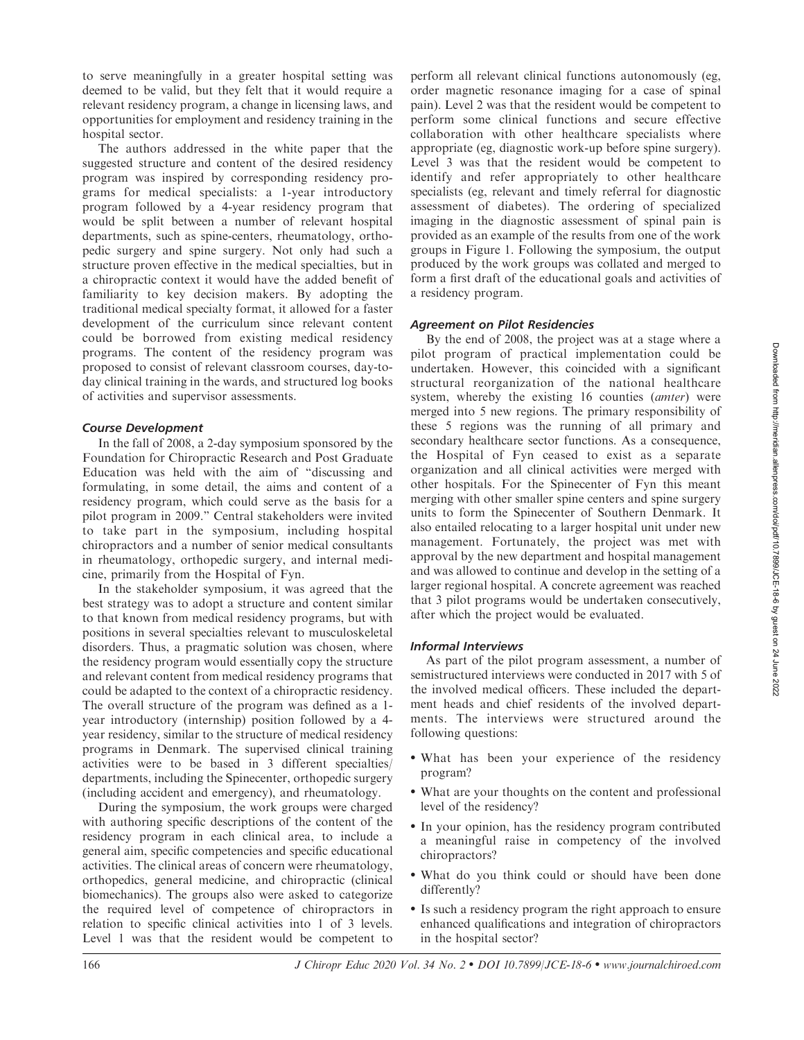to serve meaningfully in a greater hospital setting was deemed to be valid, but they felt that it would require a relevant residency program, a change in licensing laws, and opportunities for employment and residency training in the hospital sector.

The authors addressed in the white paper that the suggested structure and content of the desired residency program was inspired by corresponding residency programs for medical specialists: a 1-year introductory program followed by a 4-year residency program that would be split between a number of relevant hospital departments, such as spine-centers, rheumatology, orthopedic surgery and spine surgery. Not only had such a structure proven effective in the medical specialties, but in a chiropractic context it would have the added benefit of familiarity to key decision makers. By adopting the traditional medical specialty format, it allowed for a faster development of the curriculum since relevant content could be borrowed from existing medical residency programs. The content of the residency program was proposed to consist of relevant classroom courses, day-to-day clinical training in the wards, and structured log books of activities and supervisor assessments.

### *Course Development*

In the fall of 2008, a 2-day symposium sponsored by the Foundation for Chiropractic Research and Post Graduate Education was held with the aim of "discussing and formulating, in some detail, the aims and content of a residency program, which could serve as the basis for a pilot program in 2009." Central stakeholders were invited to take part in the symposium, including hospital chiropractors and a number of senior medical consultants in rheumatology, orthopedic surgery, and internal medicine, primarily from the Hospital of Fyn.

In the stakeholder symposium, it was agreed that the best strategy was to adopt a structure and content similar to that known from medical residency programs, but with positions in several specialties relevant to musculoskeletal disorders. Thus, a pragmatic solution was chosen, where the residency program would essentially copy the structure and relevant content from medical residency programs that could be adapted to the context of a chiropractic residency. The overall structure of the program was defined as a 1-year introductory (internship) position followed by a 4-year residency, similar to the structure of medical residency programs in Denmark. The supervised clinical training activities were to be based in 3 different specialties/departments, including the Spinecenter, orthopedic surgery (including accident and emergency), and rheumatology.

During the symposium, the work groups were charged with authoring specific descriptions of the content of the residency program in each clinical area, to include a general aim, specific competencies and specific educational activities. The clinical areas of concern were rheumatology, orthopedics, general medicine, and chiropractic (clinical biomechanics). The groups also were asked to categorize the required level of competence of chiropractors in relation to specific clinical activities into 1 of 3 levels. Level 1 was that the resident would be competent to perform all relevant clinical functions autonomously (eg, order magnetic resonance imaging for a case of spinal pain). Level 2 was that the resident would be competent to perform some clinical functions and secure effective collaboration with other healthcare specialists where appropriate (eg, diagnostic work-up before spine surgery). Level 3 was that the resident would be competent to identify and refer appropriately to other healthcare specialists (eg, relevant and timely referral for diagnostic assessment of diabetes). The ordering of specialized imaging in the diagnostic assessment of spinal pain is provided as an example of the results from one of the work groups in Figure 1. Following the symposium, the output produced by the work groups was collated and merged to form a first draft of the educational goals and activities of a residency program.

### *Agreement on Pilot Residencies*

By the end of 2008, the project was at a stage where a pilot program of practical implementation could be undertaken. However, this coincided with a significant structural reorganization of the national healthcare system, whereby the existing 16 counties (*amter*) were merged into 5 new regions. The primary responsibility of these 5 regions was the running of all primary and secondary healthcare sector functions. As a consequence, the Hospital of Fyn ceased to exist as a separate organization and all clinical activities were merged with other hospitals. For the Spinecenter of Fyn this meant merging with other smaller spine centers and spine surgery units to form the Spinecenter of Southern Denmark. It also entailed relocating to a larger hospital unit under new management. Fortunately, the project was met with approval by the new department and hospital management and was allowed to continue and develop in the setting of a larger regional hospital. A concrete agreement was reached that 3 pilot programs would be undertaken consecutively, after which the project would be evaluated.

### *Informal Interviews*

As part of the pilot program assessment, a number of semistructured interviews were conducted in 2017 with 5 of the involved medical officers. These included the department heads and chief residents of the involved departments. The interviews were structured around the following questions:

- What has been your experience of the residency program?
- What are your thoughts on the content and professional level of the residency?
- In your opinion, has the residency program contributed a meaningful raise in competency of the involved chiropractors?
- What do you think could or should have been done differently?
- Is such a residency program the right approach to ensure enhanced qualifications and integration of chiropractors in the hospital sector?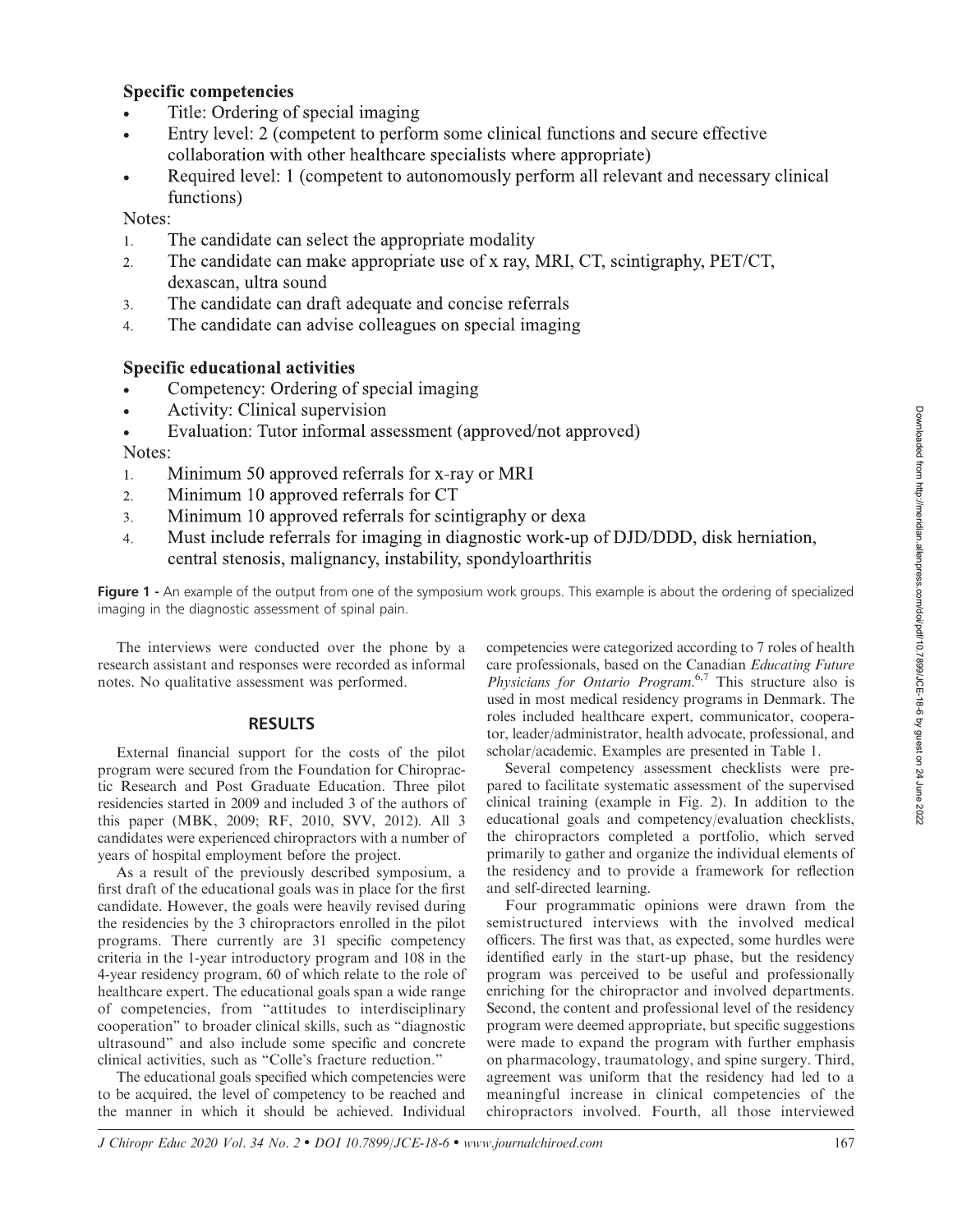**Specific competencies**

- Title: Ordering of special imaging
- Entry level: 2 (competent to perform some clinical functions and secure effective collaboration with other healthcare specialists where appropriate)
- Required level: 1 (competent to autonomously perform all relevant and necessary clinical functions)

Notes:

1. The candidate can select the appropriate modality
2. The candidate can make appropriate use of x ray, MRI, CT, scintigraphy, PET/CT, dexascan, ultra sound
3. The candidate can draft adequate and concise referrals
4. The candidate can advise colleagues on special imaging

**Specific educational activities**

- Competency: Ordering of special imaging
- Activity: Clinical supervision
- Evaluation: Tutor informal assessment (approved/not approved)

Notes:

1. Minimum 50 approved referrals for x-ray or MRI
2. Minimum 10 approved referrals for CT
3. Minimum 10 approved referrals for scintigraphy or dexa
4. Must include referrals for imaging in diagnostic work-up of DJD/DDD, disk herniation, central stenosis, malignancy, instability, spondyloarthritis

**Figure 1 -** An example of the output from one of the symposium work groups. This example is about the ordering of specialized imaging in the diagnostic assessment of spinal pain.

The interviews were conducted over the phone by a research assistant and responses were recorded as informal notes. No qualitative assessment was performed.

## RESULTS

External financial support for the costs of the pilot program were secured from the Foundation for Chiropractic Research and Post Graduate Education. Three pilot residencies started in 2009 and included 3 of the authors of this paper (MBK, 2009; RF, 2010, SVV, 2012). All 3 candidates were experienced chiropractors with a number of years of hospital employment before the project.

As a result of the previously described symposium, a first draft of the educational goals was in place for the first candidate. However, the goals were heavily revised during the residencies by the 3 chiropractors enrolled in the pilot programs. There currently are 31 specific competency criteria in the 1-year introductory program and 108 in the 4-year residency program, 60 of which relate to the role of healthcare expert. The educational goals span a wide range of competencies, from "attitudes to interdisciplinary cooperation" to broader clinical skills, such as "diagnostic ultrasound" and also include some specific and concrete clinical activities, such as "Colle's fracture reduction."

The educational goals specified which competencies were to be acquired, the level of competency to be reached and the manner in which it should be achieved. Individual competencies were categorized according to 7 roles of health care professionals, based on the Canadian *Educating Future Physicians for Ontario Program*.[6,7] This structure also is used in most medical residency programs in Denmark. The roles included healthcare expert, communicator, cooperator, leader/administrator, health advocate, professional, and scholar/academic. Examples are presented in Table 1.

Several competency assessment checklists were prepared to facilitate systematic assessment of the supervised clinical training (example in Fig. 2). In addition to the educational goals and competency/evaluation checklists, the chiropractors completed a portfolio, which served primarily to gather and organize the individual elements of the residency and to provide a framework for reflection and self-directed learning.

Four programmatic opinions were drawn from the semistructured interviews with the involved medical officers. The first was that, as expected, some hurdles were identified early in the start-up phase, but the residency program was perceived to be useful and professionally enriching for the chiropractor and involved departments. Second, the content and professional level of the residency program were deemed appropriate, but specific suggestions were made to expand the program with further emphasis on pharmacology, traumatology, and spine surgery. Third, agreement was uniform that the residency had led to a meaningful increase in clinical competencies of the chiropractors involved. Fourth, all those interviewed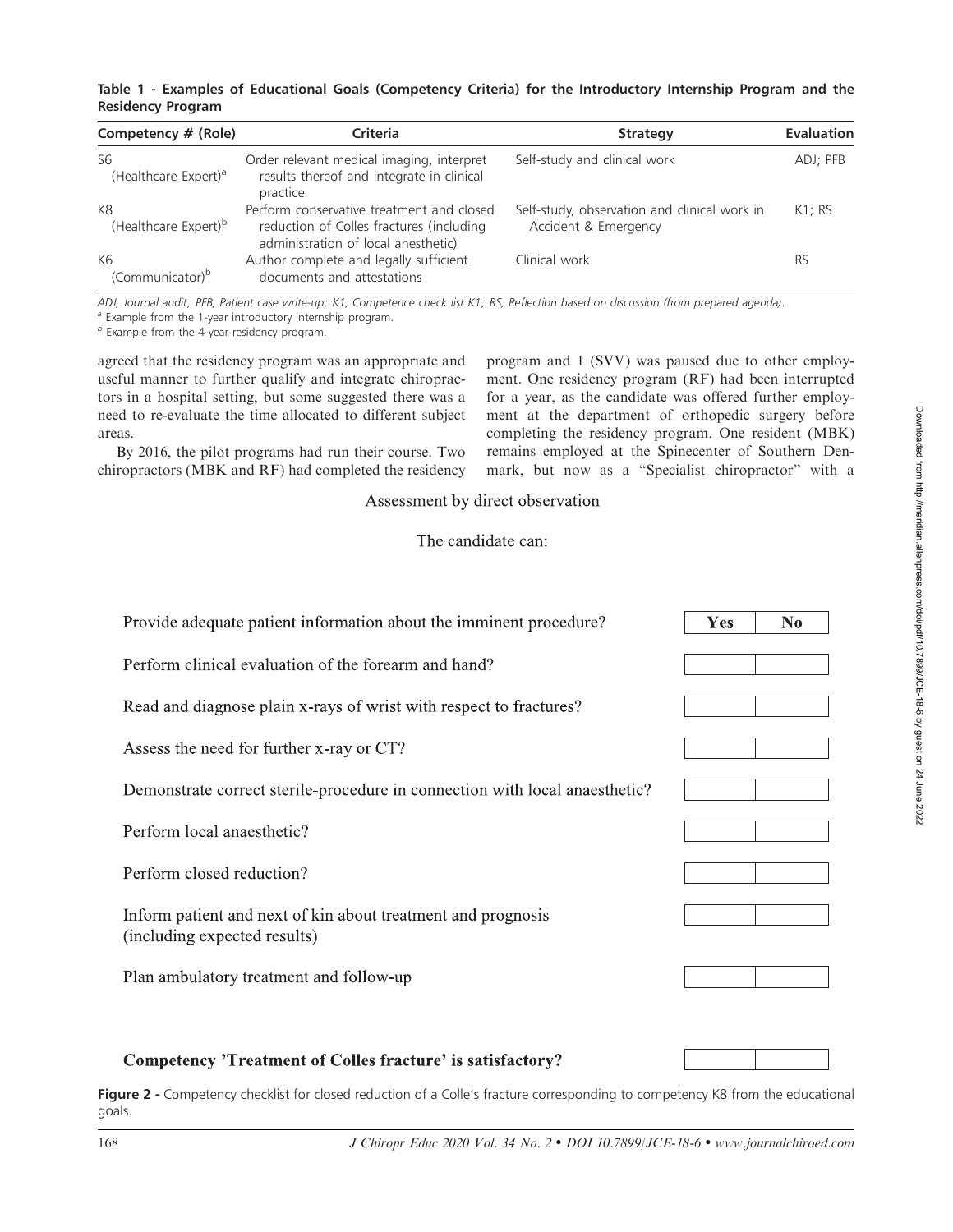**Table 1 - Examples of Educational Goals (Competency Criteria) for the Introductory Internship Program and the Residency Program**

| Competency # (Role) | Criteria | Strategy | Evaluation |
| --- | --- | --- | --- |
| S6 (Healthcare Expert)[a] | Order relevant medical imaging, interpret results thereof and integrate in clinical practice | Self-study and clinical work | ADJ; PFB |
| K8 (Healthcare Expert)[b] | Perform conservative treatment and closed reduction of Colles fractures (including administration of local anesthetic) | Self-study, observation and clinical work in Accident & Emergency | K1; RS |
| K6 (Communicator)[b] | Author complete and legally sufficient documents and attestations | Clinical work | RS |

*ADJ, Journal audit; PFB, Patient case write-up; K1, Competence check list K1; RS, Reflection based on discussion (from prepared agenda).*

[a] Example from the 1-year introductory internship program.

[b] Example from the 4-year residency program.

agreed that the residency program was an appropriate and useful manner to further qualify and integrate chiropractors in a hospital setting, but some suggested there was a need to re-evaluate the time allocated to different subject areas.

By 2016, the pilot programs had run their course. Two chiropractors (MBK and RF) had completed the residency program and 1 (SVV) was paused due to other employment. One residency program (RF) had been interrupted for a year, as the candidate was offered further employment at the department of orthopedic surgery before completing the residency program. One resident (MBK) remains employed at the Spinecenter of Southern Denmark, but now as a "Specialist chiropractor" with a

Assessment by direct observation

The candidate can:

| | Yes | No |
| --- | --- | --- |
| Provide adequate patient information about the imminent procedure? | | |
| Perform clinical evaluation of the forearm and hand? | | |
| Read and diagnose plain x-rays of wrist with respect to fractures? | | |
| Assess the need for further x-ray or CT? | | |
| Demonstrate correct sterile-procedure in connection with local anaesthetic? | | |
| Perform local anaesthetic? | | |
| Perform closed reduction? | | |
| Inform patient and next of kin about treatment and prognosis (including expected results) | | |
| Plan ambulatory treatment and follow-up | | |
| **Competency 'Treatment of Colles fracture' is satisfactory?** | | |

**Figure 2 -** Competency checklist for closed reduction of a Colle's fracture corresponding to competency K8 from the educational goals.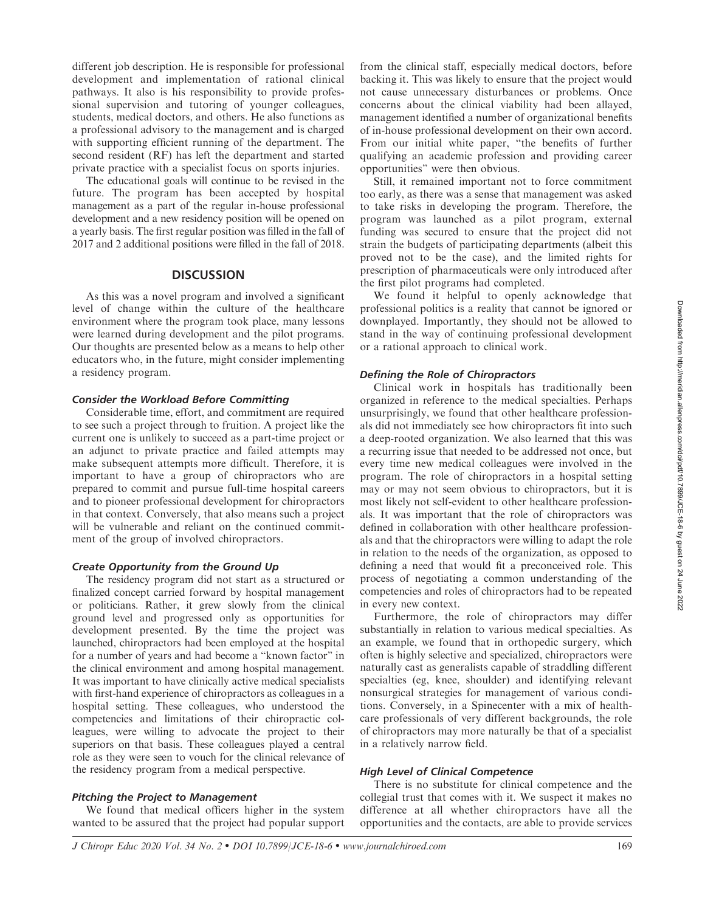different job description. He is responsible for professional development and implementation of rational clinical pathways. It also is his responsibility to provide professional supervision and tutoring of younger colleagues, students, medical doctors, and others. He also functions as a professional advisory to the management and is charged with supporting efficient running of the department. The second resident (RF) has left the department and started private practice with a specialist focus on sports injuries.

The educational goals will continue to be revised in the future. The program has been accepted by hospital management as a part of the regular in-house professional development and a new residency position will be opened on a yearly basis. The first regular position was filled in the fall of 2017 and 2 additional positions were filled in the fall of 2018.

## DISCUSSION

As this was a novel program and involved a significant level of change within the culture of the healthcare environment where the program took place, many lessons were learned during development and the pilot programs. Our thoughts are presented below as a means to help other educators who, in the future, might consider implementing a residency program.

### *Consider the Workload Before Committing*

Considerable time, effort, and commitment are required to see such a project through to fruition. A project like the current one is unlikely to succeed as a part-time project or an adjunct to private practice and failed attempts may make subsequent attempts more difficult. Therefore, it is important to have a group of chiropractors who are prepared to commit and pursue full-time hospital careers and to pioneer professional development for chiropractors in that context. Conversely, that also means such a project will be vulnerable and reliant on the continued commitment of the group of involved chiropractors.

### *Create Opportunity from the Ground Up*

The residency program did not start as a structured or finalized concept carried forward by hospital management or politicians. Rather, it grew slowly from the clinical ground level and progressed only as opportunities for development presented. By the time the project was launched, chiropractors had been employed at the hospital for a number of years and had become a "known factor" in the clinical environment and among hospital management. It was important to have clinically active medical specialists with first-hand experience of chiropractors as colleagues in a hospital setting. These colleagues, who understood the competencies and limitations of their chiropractic colleagues, were willing to advocate the project to their superiors on that basis. These colleagues played a central role as they were seen to vouch for the clinical relevance of the residency program from a medical perspective.

### *Pitching the Project to Management*

We found that medical officers higher in the system wanted to be assured that the project had popular support from the clinical staff, especially medical doctors, before backing it. This was likely to ensure that the project would not cause unnecessary disturbances or problems. Once concerns about the clinical viability had been allayed, management identified a number of organizational benefits of in-house professional development on their own accord. From our initial white paper, "the benefits of further qualifying an academic profession and providing career opportunities" were then obvious.

Still, it remained important not to force commitment too early, as there was a sense that management was asked to take risks in developing the program. Therefore, the program was launched as a pilot program, external funding was secured to ensure that the project did not strain the budgets of participating departments (albeit this proved not to be the case), and the limited rights for prescription of pharmaceuticals were only introduced after the first pilot programs had completed.

We found it helpful to openly acknowledge that professional politics is a reality that cannot be ignored or downplayed. Importantly, they should not be allowed to stand in the way of continuing professional development or a rational approach to clinical work.

### *Defining the Role of Chiropractors*

Clinical work in hospitals has traditionally been organized in reference to the medical specialties. Perhaps unsurprisingly, we found that other healthcare professionals did not immediately see how chiropractors fit into such a deep-rooted organization. We also learned that this was a recurring issue that needed to be addressed not once, but every time new medical colleagues were involved in the program. The role of chiropractors in a hospital setting may or may not seem obvious to chiropractors, but it is most likely not self-evident to other healthcare professionals. It was important that the role of chiropractors was defined in collaboration with other healthcare professionals and that the chiropractors were willing to adapt the role in relation to the needs of the organization, as opposed to defining a need that would fit a preconceived role. This process of negotiating a common understanding of the competencies and roles of chiropractors had to be repeated in every new context.

Furthermore, the role of chiropractors may differ substantially in relation to various medical specialties. As an example, we found that in orthopedic surgery, which often is highly selective and specialized, chiropractors were naturally cast as generalists capable of straddling different specialties (eg, knee, shoulder) and identifying relevant nonsurgical strategies for management of various conditions. Conversely, in a Spinecenter with a mix of healthcare professionals of very different backgrounds, the role of chiropractors may more naturally be that of a specialist in a relatively narrow field.

### *High Level of Clinical Competence*

There is no substitute for clinical competence and the collegial trust that comes with it. We suspect it makes no difference at all whether chiropractors have all the opportunities and the contacts, are able to provide services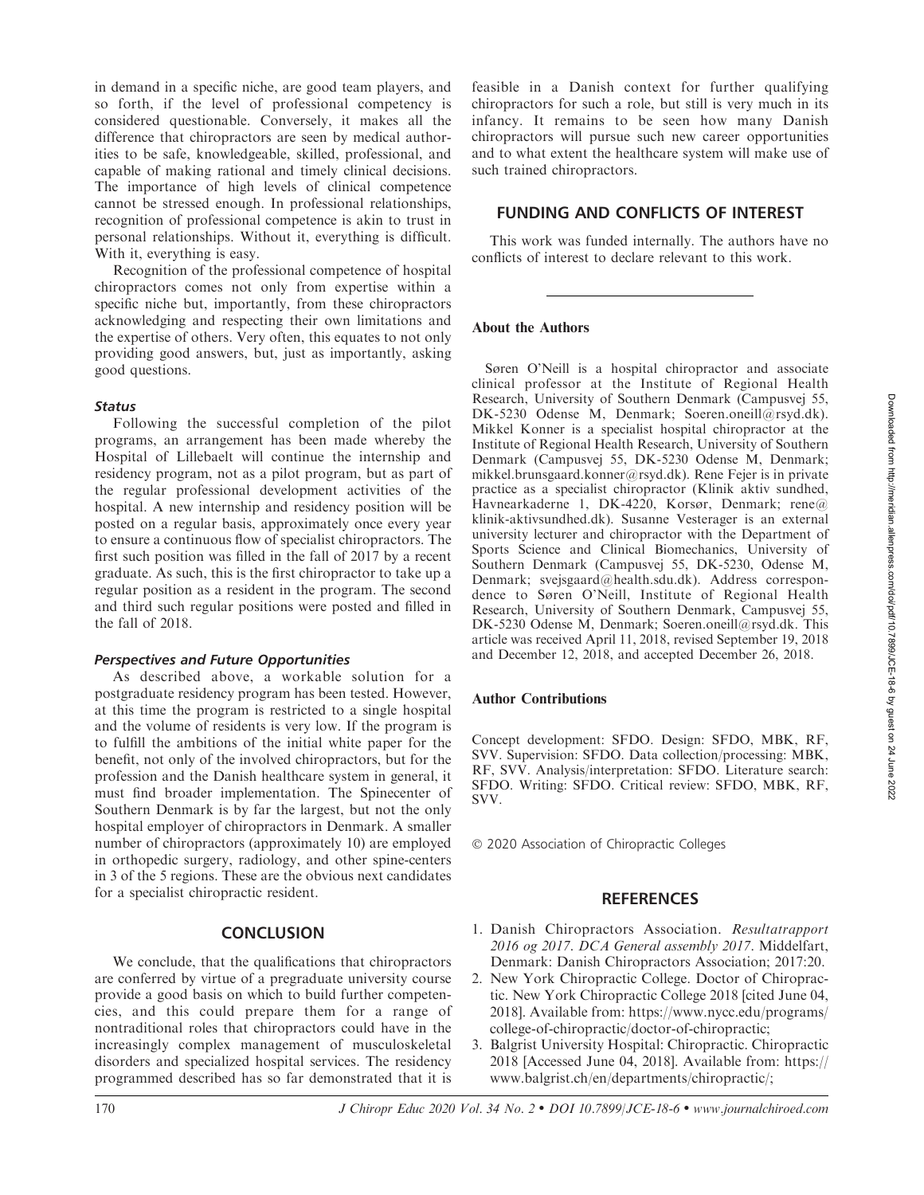in demand in a specific niche, are good team players, and so forth, if the level of professional competency is considered questionable. Conversely, it makes all the difference that chiropractors are seen by medical authorities to be safe, knowledgeable, skilled, professional, and capable of making rational and timely clinical decisions. The importance of high levels of clinical competence cannot be stressed enough. In professional relationships, recognition of professional competence is akin to trust in personal relationships. Without it, everything is difficult. With it, everything is easy.

Recognition of the professional competence of hospital chiropractors comes not only from expertise within a specific niche but, importantly, from these chiropractors acknowledging and respecting their own limitations and the expertise of others. Very often, this equates to not only providing good answers, but, just as importantly, asking good questions.

### *Status*

Following the successful completion of the pilot programs, an arrangement has been made whereby the Hospital of Lillebaelt will continue the internship and residency program, not as a pilot program, but as part of the regular professional development activities of the hospital. A new internship and residency position will be posted on a regular basis, approximately once every year to ensure a continuous flow of specialist chiropractors. The first such position was filled in the fall of 2017 by a recent graduate. As such, this is the first chiropractor to take up a regular position as a resident in the program. The second and third such regular positions were posted and filled in the fall of 2018.

### *Perspectives and Future Opportunities*

As described above, a workable solution for a postgraduate residency program has been tested. However, at this time the program is restricted to a single hospital and the volume of residents is very low. If the program is to fulfill the ambitions of the initial white paper for the benefit, not only of the involved chiropractors, but for the profession and the Danish healthcare system in general, it must find broader implementation. The Spinecenter of Southern Denmark is by far the largest, but not the only hospital employer of chiropractors in Denmark. A smaller number of chiropractors (approximately 10) are employed in orthopedic surgery, radiology, and other spine-centers in 3 of the 5 regions. These are the obvious next candidates for a specialist chiropractic resident.

## CONCLUSION

We conclude, that the qualifications that chiropractors are conferred by virtue of a pregraduate university course provide a good basis on which to build further competencies, and this could prepare them for a range of nontraditional roles that chiropractors could have in the increasingly complex management of musculoskeletal disorders and specialized hospital services. The residency programmed described has so far demonstrated that it is feasible in a Danish context for further qualifying chiropractors for such a role, but still is very much in its infancy. It remains to be seen how many Danish chiropractors will pursue such new career opportunities and to what extent the healthcare system will make use of such trained chiropractors.

## FUNDING AND CONFLICTS OF INTEREST

This work was funded internally. The authors have no conflicts of interest to declare relevant to this work.

---

**About the Authors**

Søren O'Neill is a hospital chiropractor and associate clinical professor at the Institute of Regional Health Research, University of Southern Denmark (Campusvej 55, DK-5230 Odense M, Denmark; Soeren.oneill@rsyd.dk). Mikkel Konner is a specialist hospital chiropractor at the Institute of Regional Health Research, University of Southern Denmark (Campusvej 55, DK-5230 Odense M, Denmark; mikkel.brunsgaard.konner@rsyd.dk). Rene Fejer is in private practice as a specialist chiropractor (Klinik aktiv sundhed, Havnearkaderne 1, DK-4220, Korsør, Denmark; rene@klinik-aktivsundhed.dk). Susanne Vesterager is an external university lecturer and chiropractor with the Department of Sports Science and Clinical Biomechanics, University of Southern Denmark (Campusvej 55, DK-5230, Odense M, Denmark; svejsgaard@health.sdu.dk). Address correspondence to Søren O'Neill, Institute of Regional Health Research, University of Southern Denmark, Campusvej 55, DK-5230 Odense M, Denmark; Soeren.oneill@rsyd.dk. This article was received April 11, 2018, revised September 19, 2018 and December 12, 2018, and accepted December 26, 2018.

**Author Contributions**

Concept development: SFDO. Design: SFDO, MBK, RF, SVV. Supervision: SFDO. Data collection/processing: MBK, RF, SVV. Analysis/interpretation: SFDO. Literature search: SFDO. Writing: SFDO. Critical review: SFDO, MBK, RF, SVV.

© 2020 Association of Chiropractic Colleges

## REFERENCES

1. Danish Chiropractors Association. *Resultatrapport 2016 og 2017. DCA General assembly 2017*. Middelfart, Denmark: Danish Chiropractors Association; 2017:20.
2. New York Chiropractic College. Doctor of Chiropractic. New York Chiropractic College 2018 [cited June 04, 2018]. Available from: https://www.nycc.edu/programs/college-of-chiropractic/doctor-of-chiropractic;
3. Balgrist University Hospital: Chiropractic. Chiropractic 2018 [Accessed June 04, 2018]. Available from: https://www.balgrist.ch/en/departments/chiropractic/;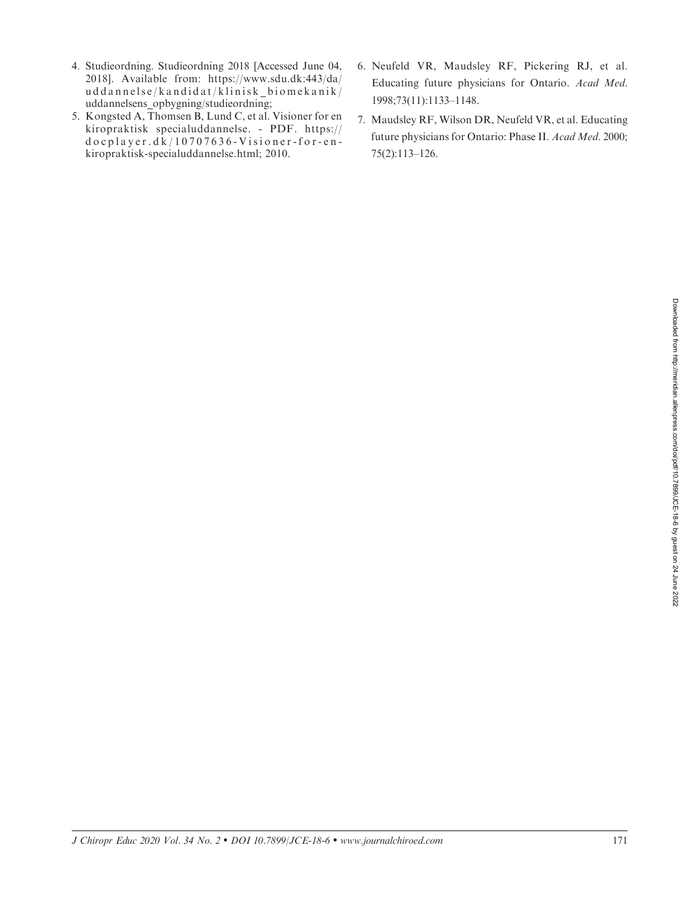4. Studieordning. Studieordning 2018 [Accessed June 04, 2018]. Available from: https://www.sdu.dk:443/da/uddannelse/kandidat/klinisk_biomekanik/uddannelsens_opbygning/studieordning;
5. Kongsted A, Thomsen B, Lund C, et al. Visioner for en kiropraktisk specialuddannelse. - PDF. https://docplayer.dk/10707636-Visioner-for-en-kiropraktisk-specialuddannelse.html; 2010.
6. Neufeld VR, Maudsley RF, Pickering RJ, et al. Educating future physicians for Ontario. *Acad Med.* 1998;73(11):1133–1148.
7. Maudsley RF, Wilson DR, Neufeld VR, et al. Educating future physicians for Ontario: Phase II. *Acad Med.* 2000; 75(2):113–126.